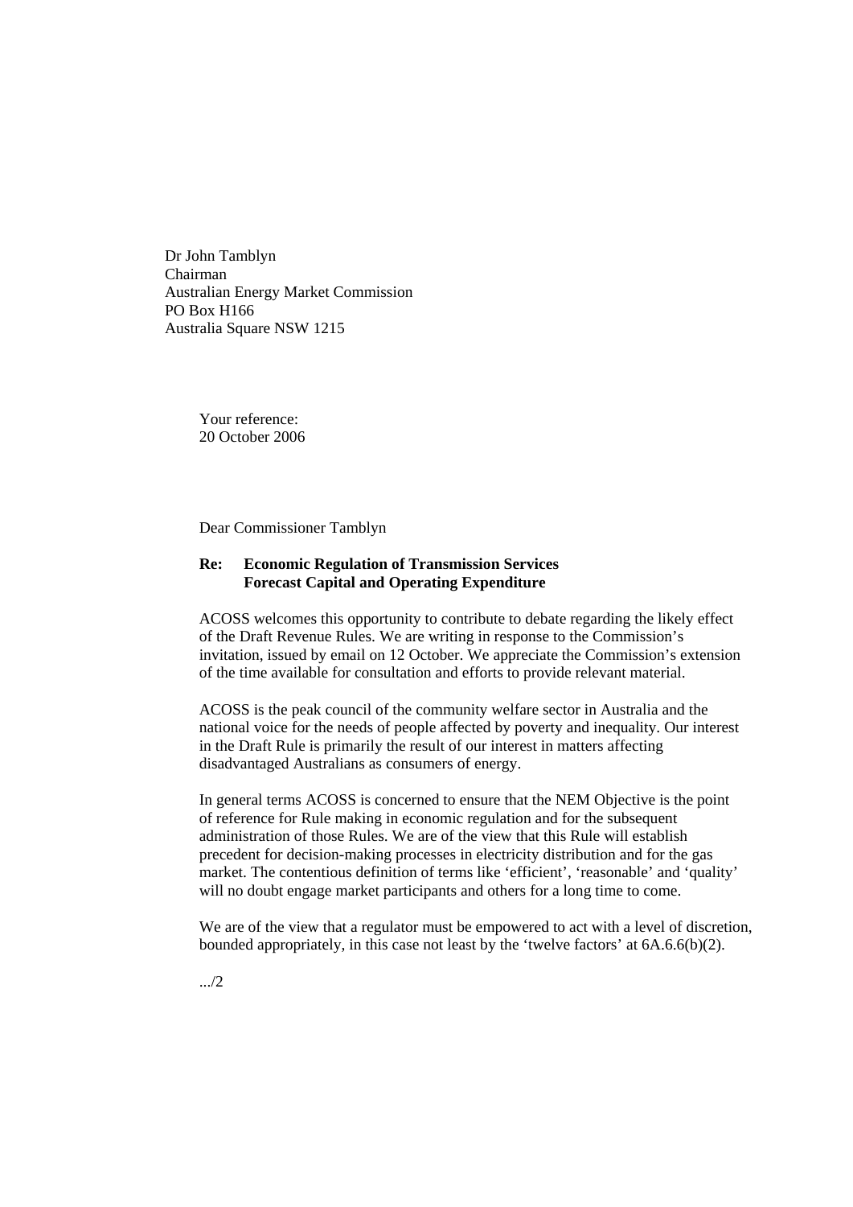Dr John Tamblyn
Chairman
Australian Energy Market Commission
PO Box H166
Australia Square NSW 1215

Your reference:
20 October 2006

Dear Commissioner Tamblyn

**Re: Economic Regulation of Transmission Services**
**Forecast Capital and Operating Expenditure**

ACOSS welcomes this opportunity to contribute to debate regarding the likely effect of the Draft Revenue Rules. We are writing in response to the Commission's invitation, issued by email on 12 October. We appreciate the Commission's extension of the time available for consultation and efforts to provide relevant material.

ACOSS is the peak council of the community welfare sector in Australia and the national voice for the needs of people affected by poverty and inequality. Our interest in the Draft Rule is primarily the result of our interest in matters affecting disadvantaged Australians as consumers of energy.

In general terms ACOSS is concerned to ensure that the NEM Objective is the point of reference for Rule making in economic regulation and for the subsequent administration of those Rules. We are of the view that this Rule will establish precedent for decision-making processes in electricity distribution and for the gas market. The contentious definition of terms like 'efficient', 'reasonable' and 'quality' will no doubt engage market participants and others for a long time to come.

We are of the view that a regulator must be empowered to act with a level of discretion, bounded appropriately, in this case not least by the 'twelve factors' at 6A.6.6(b)(2).

.../2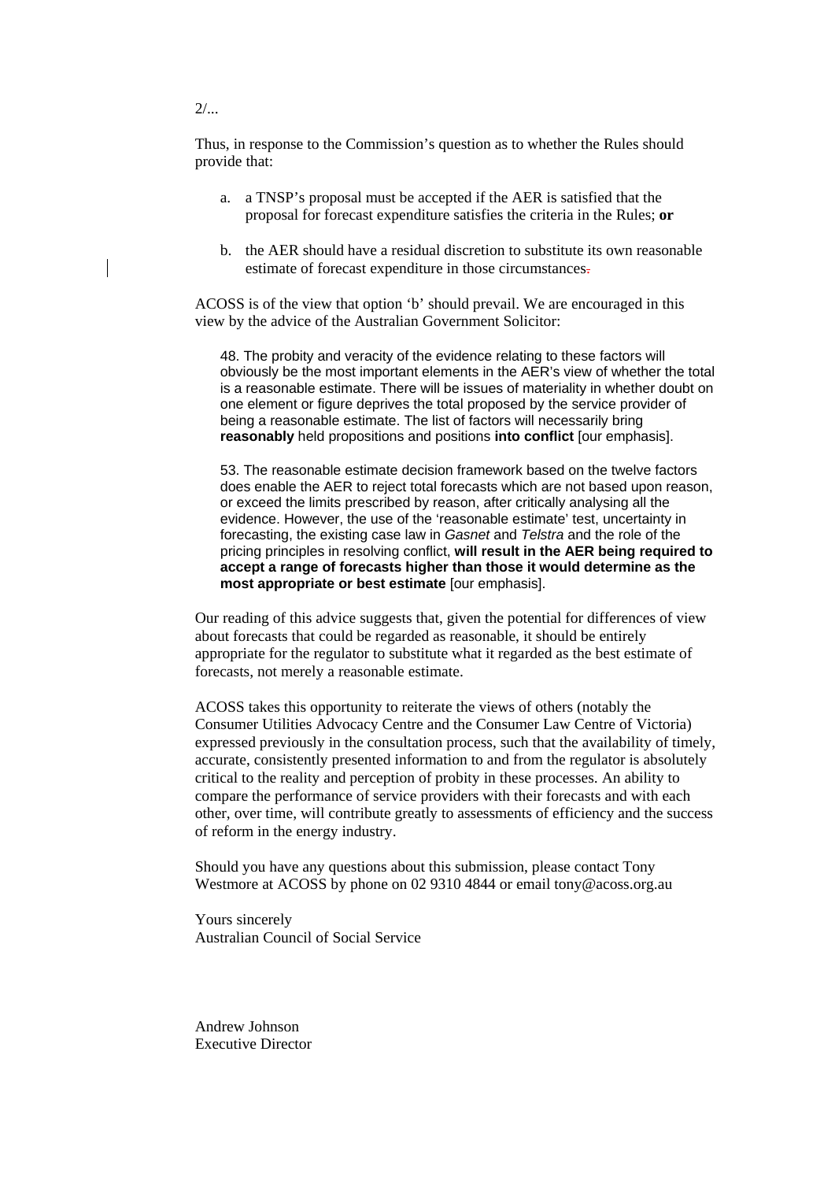2/...

Thus, in response to the Commission's question as to whether the Rules should provide that:

a. a TNSP's proposal must be accepted if the AER is satisfied that the proposal for forecast expenditure satisfies the criteria in the Rules; **or**

b. the AER should have a residual discretion to substitute its own reasonable estimate of forecast expenditure in those circumstances.

ACOSS is of the view that option 'b' should prevail. We are encouraged in this view by the advice of the Australian Government Solicitor:

> 48. The probity and veracity of the evidence relating to these factors will obviously be the most important elements in the AER's view of whether the total is a reasonable estimate. There will be issues of materiality in whether doubt on one element or figure deprives the total proposed by the service provider of being a reasonable estimate. The list of factors will necessarily bring **reasonably** held propositions and positions **into conflict** [our emphasis].
>
> 53. The reasonable estimate decision framework based on the twelve factors does enable the AER to reject total forecasts which are not based upon reason, or exceed the limits prescribed by reason, after critically analysing all the evidence. However, the use of the 'reasonable estimate' test, uncertainty in forecasting, the existing case law in *Gasnet* and *Telstra* and the role of the pricing principles in resolving conflict, **will result in the AER being required to accept a range of forecasts higher than those it would determine as the most appropriate or best estimate** [our emphasis].

Our reading of this advice suggests that, given the potential for differences of view about forecasts that could be regarded as reasonable, it should be entirely appropriate for the regulator to substitute what it regarded as the best estimate of forecasts, not merely a reasonable estimate.

ACOSS takes this opportunity to reiterate the views of others (notably the Consumer Utilities Advocacy Centre and the Consumer Law Centre of Victoria) expressed previously in the consultation process, such that the availability of timely, accurate, consistently presented information to and from the regulator is absolutely critical to the reality and perception of probity in these processes. An ability to compare the performance of service providers with their forecasts and with each other, over time, will contribute greatly to assessments of efficiency and the success of reform in the energy industry.

Should you have any questions about this submission, please contact Tony Westmore at ACOSS by phone on 02 9310 4844 or email tony@acoss.org.au

Yours sincerely
Australian Council of Social Service

Andrew Johnson
Executive Director